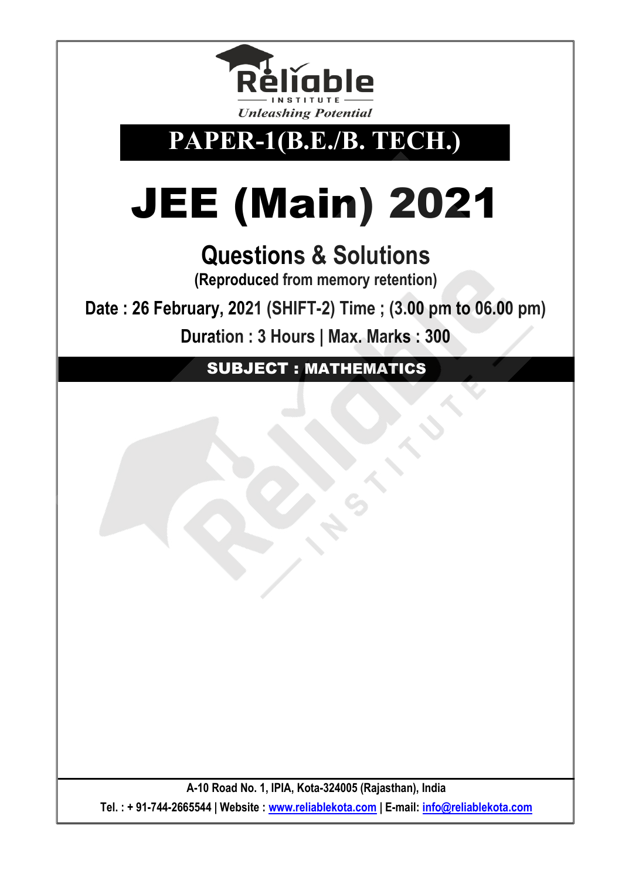Reliable
INSTITUTE
*Unleashing Potential*

## PAPER-1(B.E./B. TECH.)

# JEE (Main) 2021

## Questions & Solutions

**(Reproduced from memory retention)**

**Date : 26 February, 2021 (SHIFT-2) Time ; (3.00 pm to 06.00 pm)**

**Duration : 3 Hours | Max. Marks : 300**

**SUBJECT : MATHEMATICS**

**A-10 Road No. 1, IPIA, Kota-324005 (Rajasthan), India**

**Tel. : + 91-744-2665544 | Website : www.reliablekota.com | E-mail: info@reliablekota.com**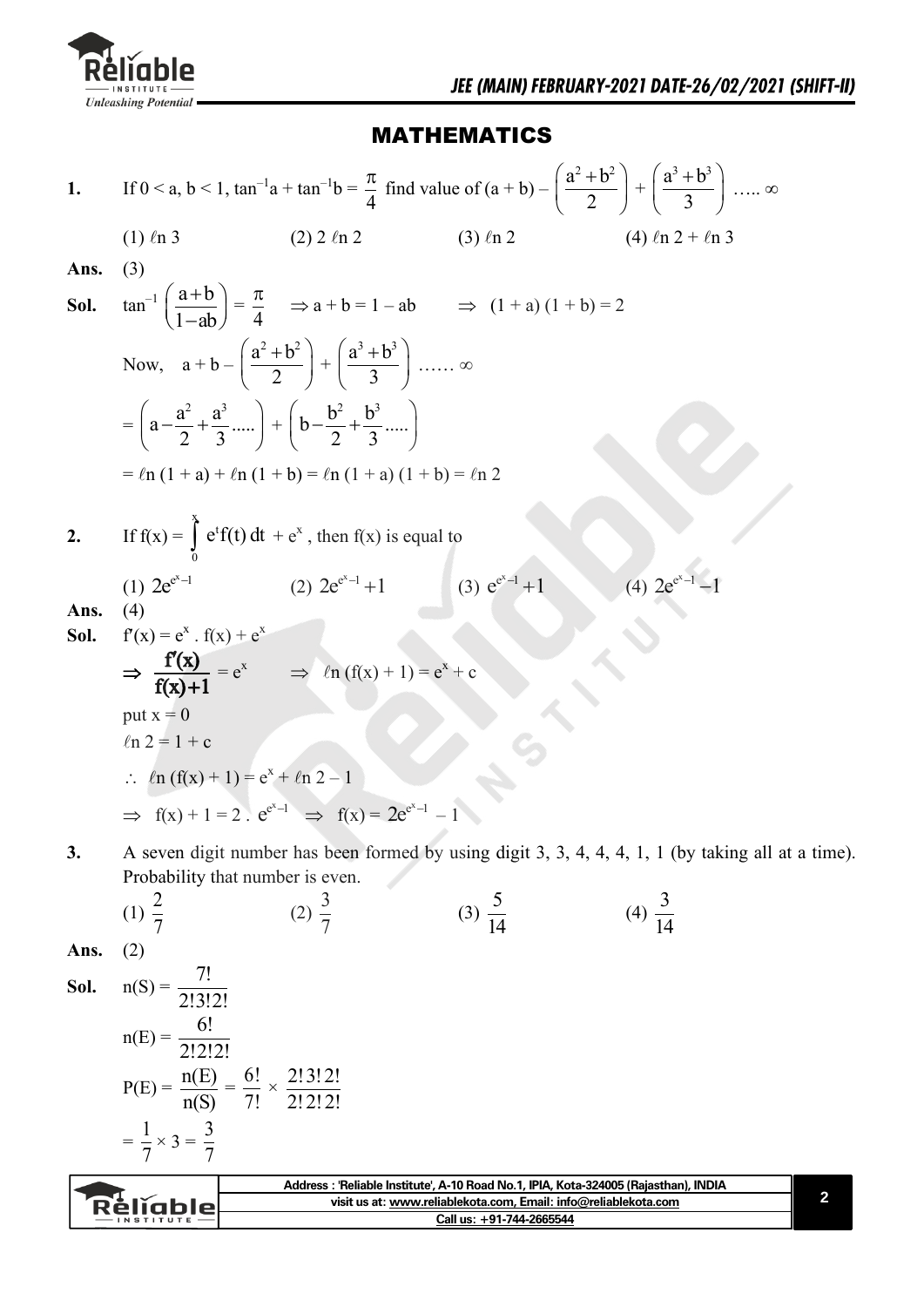## MATHEMATICS

**1.** If $0 < a, b < 1$, $\tan^{-1}a + \tan^{-1}b = \frac{\pi}{4}$ find value of $(a+b) - \left(\frac{a^2+b^2}{2}\right) + \left(\frac{a^3+b^3}{3}\right)$ ….. $\infty$

(1) $\ell n\, 3$ (2) $2\,\ell n\, 2$ (3) $\ell n\, 2$ (4) $\ell n\, 2 + \ell n\, 3$

**Ans.** (3)

**Sol.** $\tan^{-1}\left(\frac{a+b}{1-ab}\right) = \frac{\pi}{4} \Rightarrow a + b = 1 - ab \quad \Rightarrow (1+a)(1+b) = 2$

Now, $a + b - \left(\frac{a^2+b^2}{2}\right) + \left(\frac{a^3+b^3}{3}\right)$ …… $\infty$

$= \left(a - \frac{a^2}{2} + \frac{a^3}{3} .....\right) + \left(b - \frac{b^2}{2} + \frac{b^3}{3} .....\right)$

$= \ell n(1+a) + \ell n(1+b) = \ell n(1+a)(1+b) = \ell n\, 2$

**2.** If $f(x) = \int_0^x e^t f(t)\,dt + e^x$, then $f(x)$ is equal to

(1) $2e^{e^x-1}$ (2) $2e^{e^x-1}+1$ (3) $e^{e^x-1}+1$ (4) $2e^{e^x-1}-1$

**Ans.** (4)

**Sol.** $f'(x) = e^x \cdot f(x) + e^x$

$\Rightarrow \frac{f'(x)}{f(x)+1} = e^x \quad \Rightarrow \ell n(f(x)+1) = e^x + c$

put $x = 0$

$\ell n\, 2 = 1 + c$

$\therefore\ \ell n(f(x)+1) = e^x + \ell n\, 2 - 1$

$\Rightarrow f(x) + 1 = 2 \cdot e^{e^x-1} \Rightarrow f(x) = 2e^{e^x-1} - 1$

**3.** A seven digit number has been formed by using digit 3, 3, 4, 4, 4, 1, 1 (by taking all at a time). Probability that number is even.

(1) $\frac{2}{7}$ (2) $\frac{3}{7}$ (3) $\frac{5}{14}$ (4) $\frac{3}{14}$

**Ans.** (2)

**Sol.** $n(S) = \frac{7!}{2!3!2!}$

$n(E) = \frac{6!}{2!2!2!}$

$P(E) = \frac{n(E)}{n(S)} = \frac{6!}{7!} \times \frac{2!3!2!}{2!2!2!}$

$= \frac{1}{7} \times 3 = \frac{3}{7}$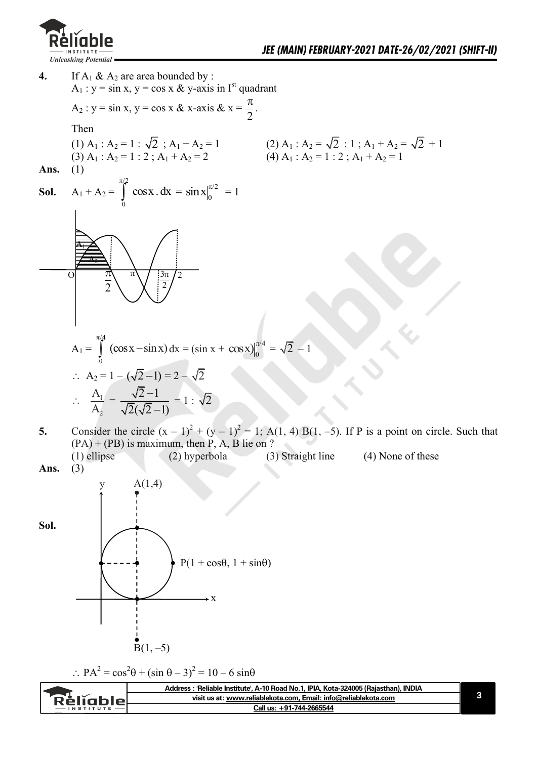**4.** If $A_1$ & $A_2$ are area bounded by :

$A_1$ : y = sin x, y = cos x & y-axis in I[st] quadrant

$A_2$ : y = sin x, y = cos x & x-axis & $x = \frac{\pi}{2}$.

Then

(1) $A_1 : A_2 = 1 : \sqrt{2}$ ; $A_1 + A_2 = 1$

(2) $A_1 : A_2 = \sqrt{2} : 1$ ; $A_1 + A_2 = \sqrt{2} + 1$

(3) $A_1 : A_2 = 1 : 2$ ; $A_1 + A_2 = 2$

(4) $A_1 : A_2 = 1 : 2$ ; $A_1 + A_2 = 1$

**Ans.** (1)

**Sol.** $A_1 + A_2 = \int_0^{\pi/2} \cos x \, dx = \sin x\Big|_0^{\pi/2} = 1$

$$A_1 = \int_0^{\pi/4} (\cos x - \sin x)\, dx = (\sin x + \cos x)\Big|_0^{\pi/4} = \sqrt{2} - 1$$

$\therefore\ A_2 = 1 - (\sqrt{2} - 1) = 2 - \sqrt{2}$

$\therefore\ \frac{A_1}{A_2} = \frac{\sqrt{2}-1}{\sqrt{2}(\sqrt{2}-1)} = 1 : \sqrt{2}$

**5.** Consider the circle $(x - 1)^2 + (y - 1)^2 = 1$; A(1, 4) B(1, –5). If P is a point on circle. Such that (PA) + (PB) is maximum, then P, A, B lie on ?

(1) ellipse (2) hyperbola (3) Straight line (4) None of these

**Ans.** (3)

**Sol.**

$\therefore\ PA^2 = \cos^2\theta + (\sin\theta - 3)^2 = 10 - 6\sin\theta$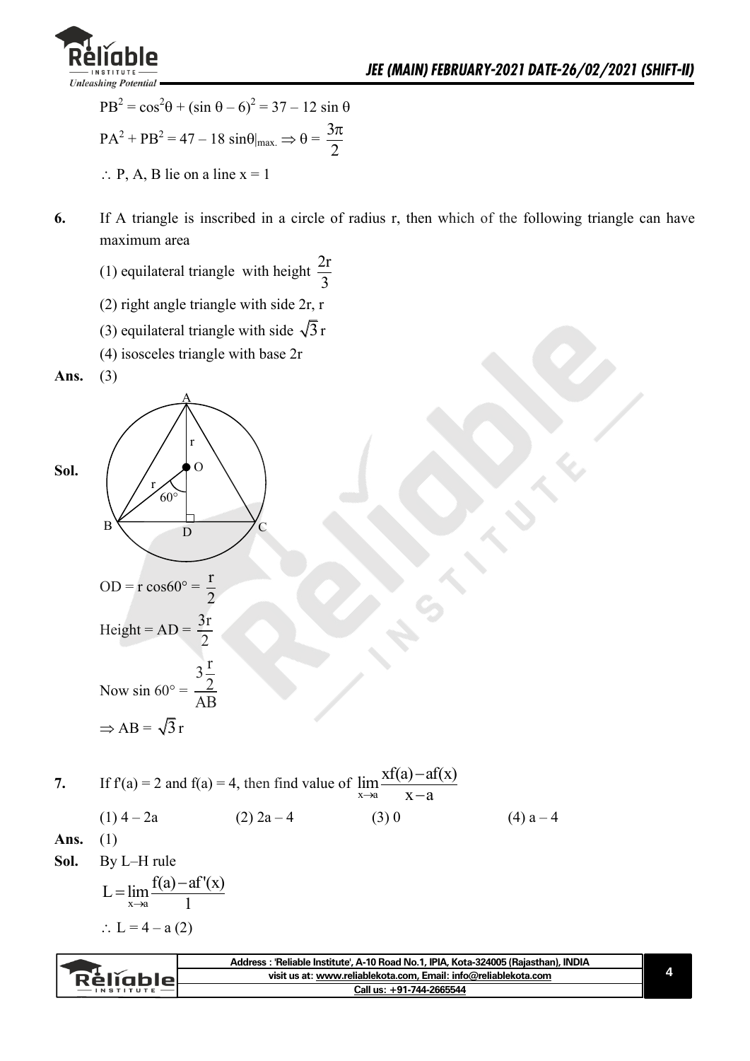$PB^2 = \cos^2\theta + (\sin\theta - 6)^2 = 37 - 12\sin\theta$

$PA^2 + PB^2 = 47 - 18\sin\theta|_{max.} \Rightarrow \theta = \dfrac{3\pi}{2}$

$\therefore$ P, A, B lie on a line $x = 1$

**6.** If A triangle is inscribed in a circle of radius r, then which of the following triangle can have maximum area

(1) equilateral triangle with height $\dfrac{2r}{3}$

(2) right angle triangle with side 2r, r

(3) equilateral triangle with side $\sqrt{3}\,r$

(4) isosceles triangle with base 2r

**Ans.** (3)

**Sol.**

$OD = r\cos 60^\circ = \dfrac{r}{2}$

$\text{Height} = AD = \dfrac{3r}{2}$

$\text{Now } \sin 60^\circ = \dfrac{3\frac{r}{2}}{AB}$

$\Rightarrow AB = \sqrt{3}\,r$

**7.** If $f'(a) = 2$ and $f(a) = 4$, then find value of $\lim\limits_{x\to a}\dfrac{xf(a) - af(x)}{x - a}$

(1) $4 - 2a$ (2) $2a - 4$ (3) 0 (4) $a - 4$

**Ans.** (1)

**Sol.** By L–H rule

$L = \lim\limits_{x\to a}\dfrac{f(a) - af'(x)}{1}$

$\therefore L = 4 - a\,(2)$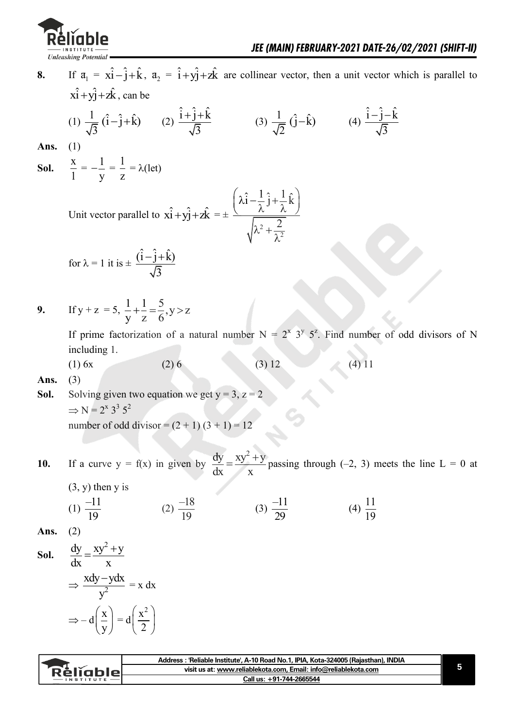**8.** If $\vec{a}_1 = x\hat{i} - \hat{j} + \hat{k}$, $\vec{a}_2 = \hat{i} + y\hat{j} + z\hat{k}$ are collinear vector, then a unit vector which is parallel to $x\hat{i} + y\hat{j} + z\hat{k}$, can be

(1) $\frac{1}{\sqrt{3}}(\hat{i} - \hat{j} + \hat{k})$ (2) $\frac{\hat{i} + \hat{j} + \hat{k}}{\sqrt{3}}$ (3) $\frac{1}{\sqrt{2}}(\hat{j} - \hat{k})$ (4) $\frac{\hat{i} - \hat{j} - \hat{k}}{\sqrt{3}}$

**Ans.** (1)

**Sol.** $\frac{x}{1} = -\frac{1}{y} = \frac{1}{z} = \lambda\text{(let)}$

Unit vector parallel to $x\hat{i} + y\hat{j} + z\hat{k} = \pm \frac{\left(\lambda\hat{i} - \frac{1}{\lambda}\hat{j} + \frac{1}{\lambda}\hat{k}\right)}{\sqrt{\lambda^2 + \frac{2}{\lambda^2}}}$

for $\lambda = 1$ it is $\pm \frac{(\hat{i} - \hat{j} + \hat{k})}{\sqrt{3}}$

**9.** If $y + z = 5$, $\frac{1}{y} + \frac{1}{z} = \frac{5}{6}, y > z$

If prime factorization of a natural number $N = 2^x\ 3^y\ 5^z$. Find number of odd divisors of N including 1.

(1) 6x (2) 6 (3) 12 (4) 11

**Ans.** (3)

**Sol.** Solving given two equation we get $y = 3$, $z = 2$

$\Rightarrow N = 2^x\ 3^3\ 5^2$

number of odd divisor $= (2 + 1)(3 + 1) = 12$

**10.** If a curve $y = f(x)$ in given by $\frac{dy}{dx} = \frac{xy^2 + y}{x}$ passing through $(-2, 3)$ meets the line $L = 0$ at $(3, y)$ then y is

(1) $\frac{-11}{19}$ (2) $\frac{-18}{19}$ (3) $\frac{-11}{29}$ (4) $\frac{11}{19}$

**Ans.** (2)

**Sol.** $\frac{dy}{dx} = \frac{xy^2 + y}{x}$

$\Rightarrow \frac{xdy - ydx}{y^2} = x\,dx$

$\Rightarrow -d\left(\frac{x}{y}\right) = d\left(\frac{x^2}{2}\right)$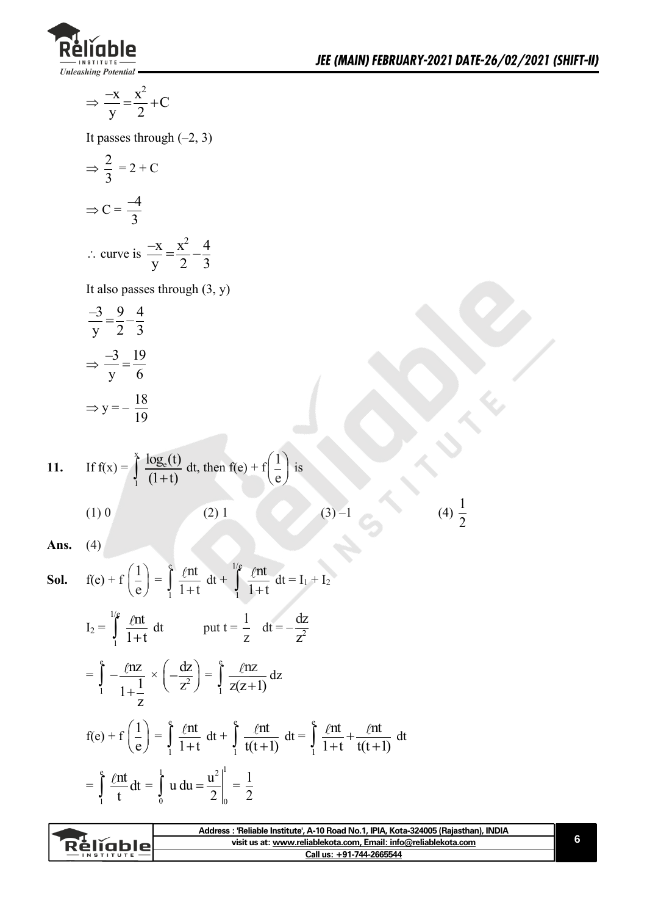$$\Rightarrow \frac{-x}{y} = \frac{x^2}{2} + C$$

It passes through (–2, 3)

$$\Rightarrow \frac{2}{3} = 2 + C$$

$$\Rightarrow C = \frac{-4}{3}$$

$$\therefore \text{ curve is } \frac{-x}{y} = \frac{x^2}{2} - \frac{4}{3}$$

It also passes through (3, y)

$$\frac{-3}{y} = \frac{9}{2} - \frac{4}{3}$$

$$\Rightarrow \frac{-3}{y} = \frac{19}{6}$$

$$\Rightarrow y = -\frac{18}{19}$$

**11.** If $f(x) = \int_1^x \frac{\log_e(t)}{(1+t)}\, dt$, then $f(e) + f\left(\frac{1}{e}\right)$ is

(1) 0 (2) 1 (3) –1 (4) $\frac{1}{2}$

**Ans.** (4)

**Sol.** $f(e) + f\left(\frac{1}{e}\right) = \int_1^e \frac{\ell nt}{1+t}\, dt + \int_1^{1/e} \frac{\ell nt}{1+t}\, dt = I_1 + I_2$

$I_2 = \int_1^{1/e} \frac{\ell nt}{1+t}\, dt$ put $t = \frac{1}{z}$ $dt = -\frac{dz}{z^2}$

$$= \int_1^e -\frac{\ell nz}{1+\frac{1}{z}} \times \left(-\frac{dz}{z^2}\right) = \int_1^e \frac{\ell nz}{z(z+1)}\, dz$$

$$f(e) + f\left(\frac{1}{e}\right) = \int_1^e \frac{\ell nt}{1+t}\, dt + \int_1^e \frac{\ell nt}{t(t+1)}\, dt = \int_1^e \frac{\ell nt}{1+t} + \frac{\ell nt}{t(t+1)}\, dt$$

$$= \int_1^e \frac{\ell nt}{t} dt = \int_0^1 u\, du = \left.\frac{u^2}{2}\right|_0^1 = \frac{1}{2}$$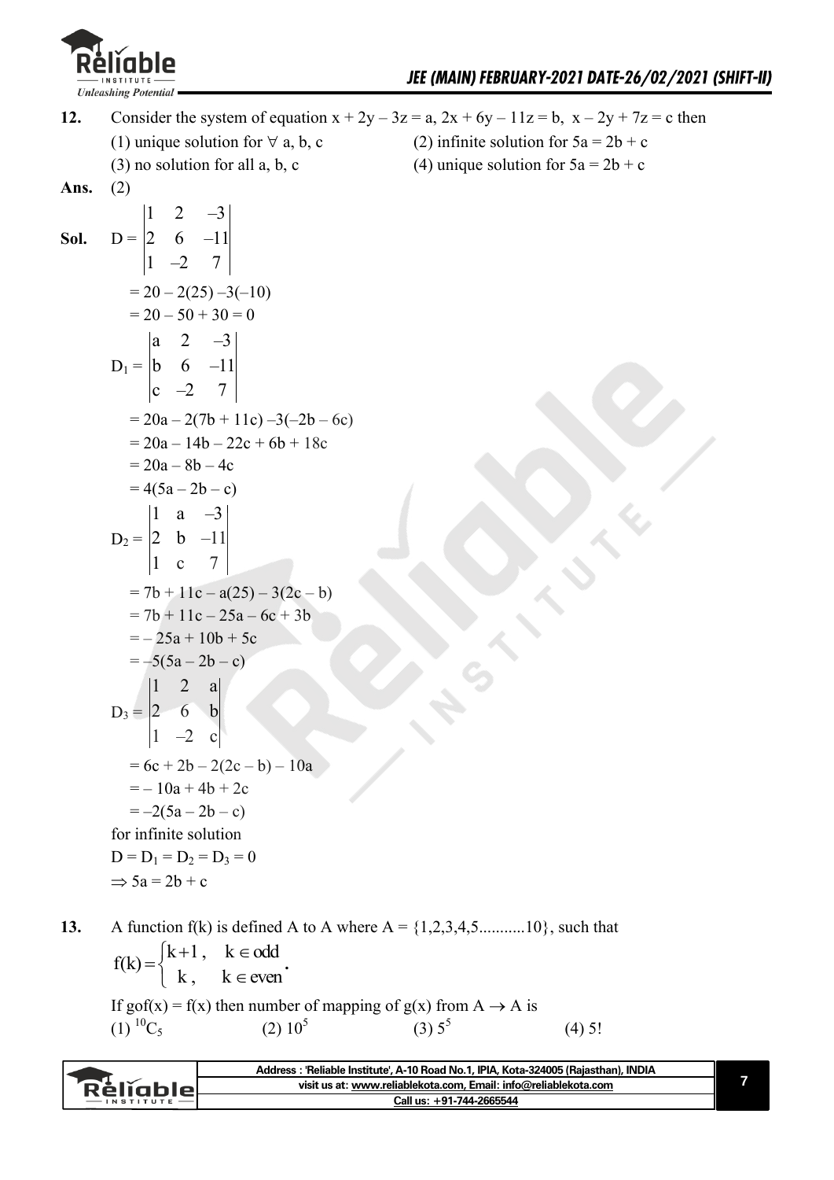**12.** Consider the system of equation $x + 2y - 3z = a$, $2x + 6y - 11z = b$, $x - 2y + 7z = c$ then

(1) unique solution for $\forall$ a, b, c

(2) infinite solution for $5a = 2b + c$

(3) no solution for all a, b, c

(4) unique solution for $5a = 2b + c$

**Ans.** (2)

**Sol.**

$$D = \begin{vmatrix} 1 & 2 & -3 \\ 2 & 6 & -11 \\ 1 & -2 & 7 \end{vmatrix}$$

$= 20 - 2(25) - 3(-10)$

$= 20 - 50 + 30 = 0$

$$D_1 = \begin{vmatrix} a & 2 & -3 \\ b & 6 & -11 \\ c & -2 & 7 \end{vmatrix}$$

$= 20a - 2(7b + 11c) - 3(-2b - 6c)$

$= 20a - 14b - 22c + 6b + 18c$

$= 20a - 8b - 4c$

$= 4(5a - 2b - c)$

$$D_2 = \begin{vmatrix} 1 & a & -3 \\ 2 & b & -11 \\ 1 & c & 7 \end{vmatrix}$$

$= 7b + 11c - a(25) - 3(2c - b)$

$= 7b + 11c - 25a - 6c + 3b$

$= -25a + 10b + 5c$

$= -5(5a - 2b - c)$

$$D_3 = \begin{vmatrix} 1 & 2 & a \\ 2 & 6 & b \\ 1 & -2 & c \end{vmatrix}$$

$= 6c + 2b - 2(2c - b) - 10a$

$= -10a + 4b + 2c$

$= -2(5a - 2b - c)$

for infinite solution

$D = D_1 = D_2 = D_3 = 0$

$\Rightarrow 5a = 2b + c$

**13.** A function f(k) is defined A to A where $A = \{1,2,3,4,5...........10\}$, such that

$$f(k) = \begin{cases} k+1, & k \in \text{odd} \\ k, & k \in \text{even} \end{cases}.$$

If $gof(x) = f(x)$ then number of mapping of $g(x)$ from $A \to A$ is

(1) ${}^{10}C_5$ (2) $10^5$ (3) $5^5$ (4) $5!$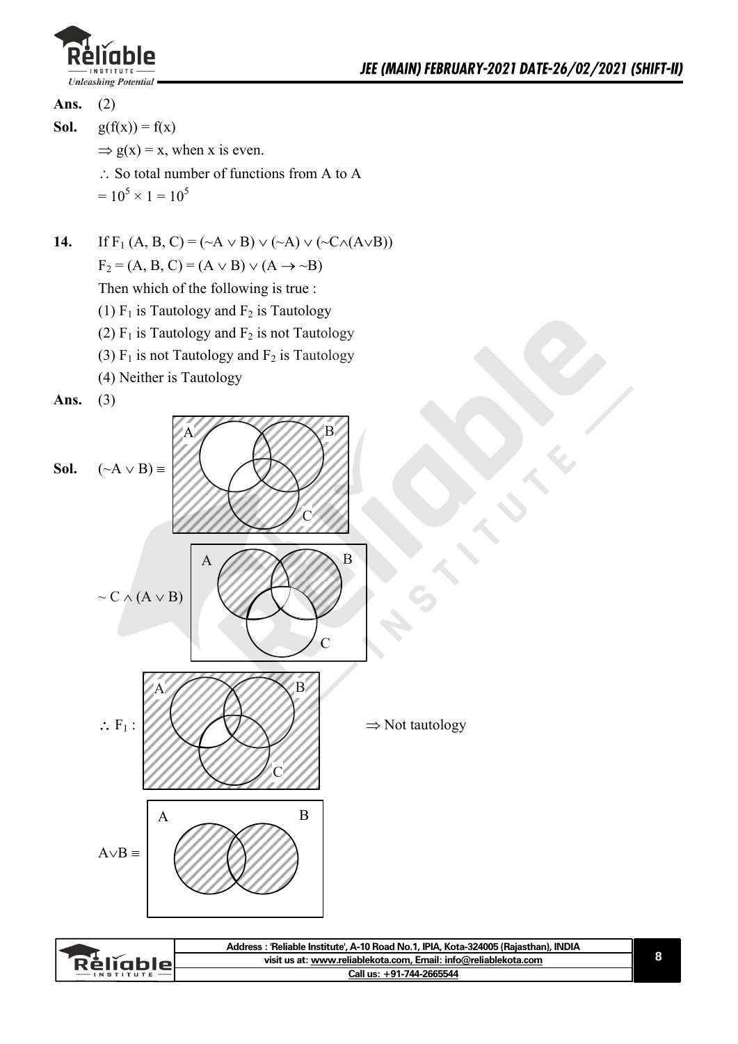**Ans.** (2)

**Sol.** $g(f(x)) = f(x)$

$\Rightarrow g(x) = x$, when x is even.

$\therefore$ So total number of functions from A to A

$= 10^5 \times 1 = 10^5$

**14.** If $F_1$ (A, B, C) = $(\sim A \vee B) \vee (\sim A) \vee (\sim C \wedge (A \vee B))$

$F_2 = (A, B, C) = (A \vee B) \vee (A \rightarrow \sim B)$

Then which of the following is true :

(1) $F_1$ is Tautology and $F_2$ is Tautology

(2) $F_1$ is Tautology and $F_2$ is not Tautology

(3) $F_1$ is not Tautology and $F_2$ is Tautology

(4) Neither is Tautology

**Ans.** (3)

**Sol.** $(\sim A \vee B) \equiv$

$\sim C \wedge (A \vee B)$

$\therefore F_1$ : $\Rightarrow$ Not tautology

$A \vee B \equiv$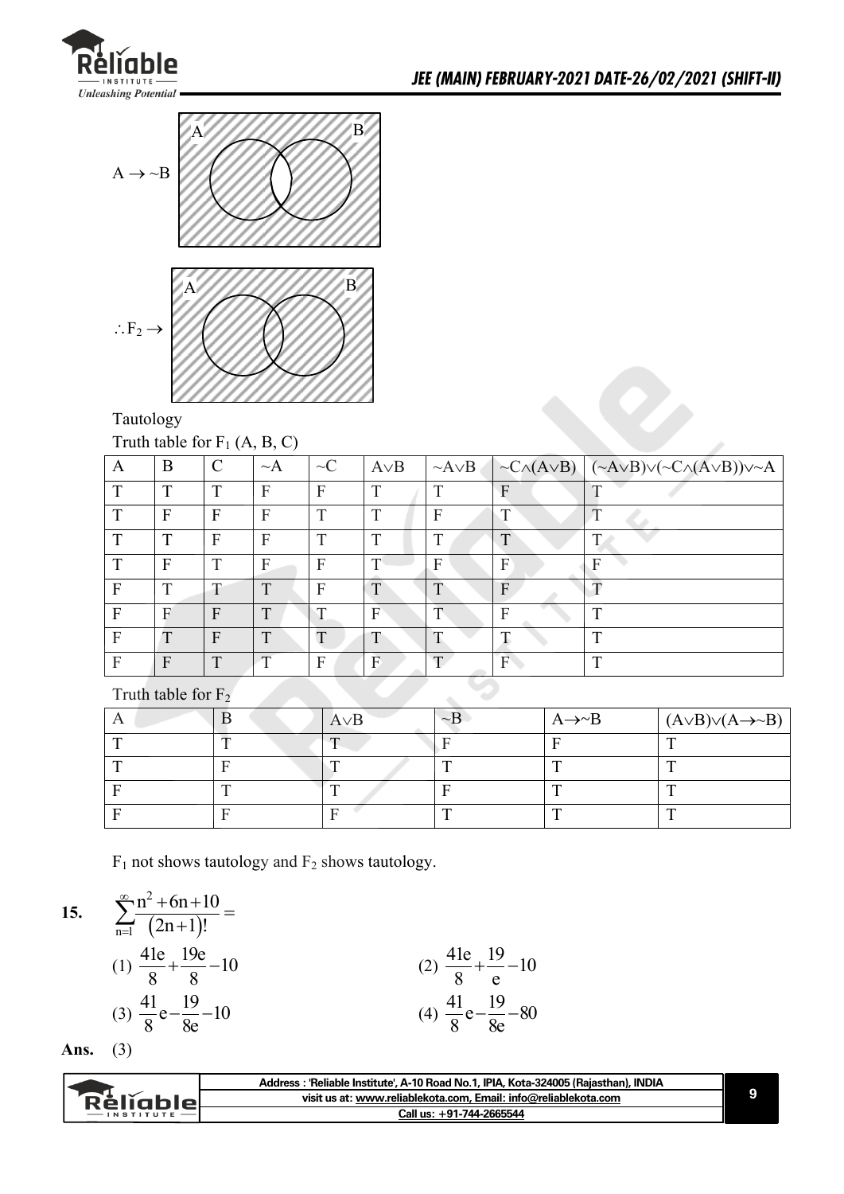$A \to \sim B$

$\therefore F_2 \to$

Tautology

Truth table for $F_1$ (A, B, C)

| A | B | C | $\sim A$ | $\sim C$ | $A \vee B$ | $\sim A \vee B$ | $\sim C \wedge (A \vee B)$ | $(\sim A \vee B) \vee (\sim C \wedge (A \vee B)) \vee \sim A$ |
|---|---|---|---|---|---|---|---|---|
| T | T | T | F | F | T | T | F | T |
| T | F | F | F | T | T | F | T | T |
| T | T | F | F | T | T | T | T | T |
| T | F | T | F | F | T | F | F | F |
| F | T | T | T | F | T | T | F | T |
| F | F | F | T | T | F | T | F | T |
| F | T | F | T | T | T | T | T | T |
| F | F | T | T | F | F | T | F | T |

Truth table for $F_2$

| A | B | $A \vee B$ | $\sim B$ | $A \to \sim B$ | $(A \vee B) \vee (A \to \sim B)$ |
|---|---|---|---|---|---|
| T | T | T | F | F | T |
| T | F | T | T | T | T |
| F | T | T | F | T | T |
| F | F | F | T | T | T |

$F_1$ not shows tautology and $F_2$ shows tautology.

**15.** $\displaystyle\sum_{n=1}^{\infty} \frac{n^2 + 6n + 10}{(2n+1)!} =$

(1) $\frac{41e}{8} + \frac{19e}{8} - 10$

(2) $\frac{41e}{8} + \frac{19}{e} - 10$

(3) $\frac{41}{8}e - \frac{19}{8e} - 10$

(4) $\frac{41}{8}e - \frac{19}{8e} - 80$

**Ans.** (3)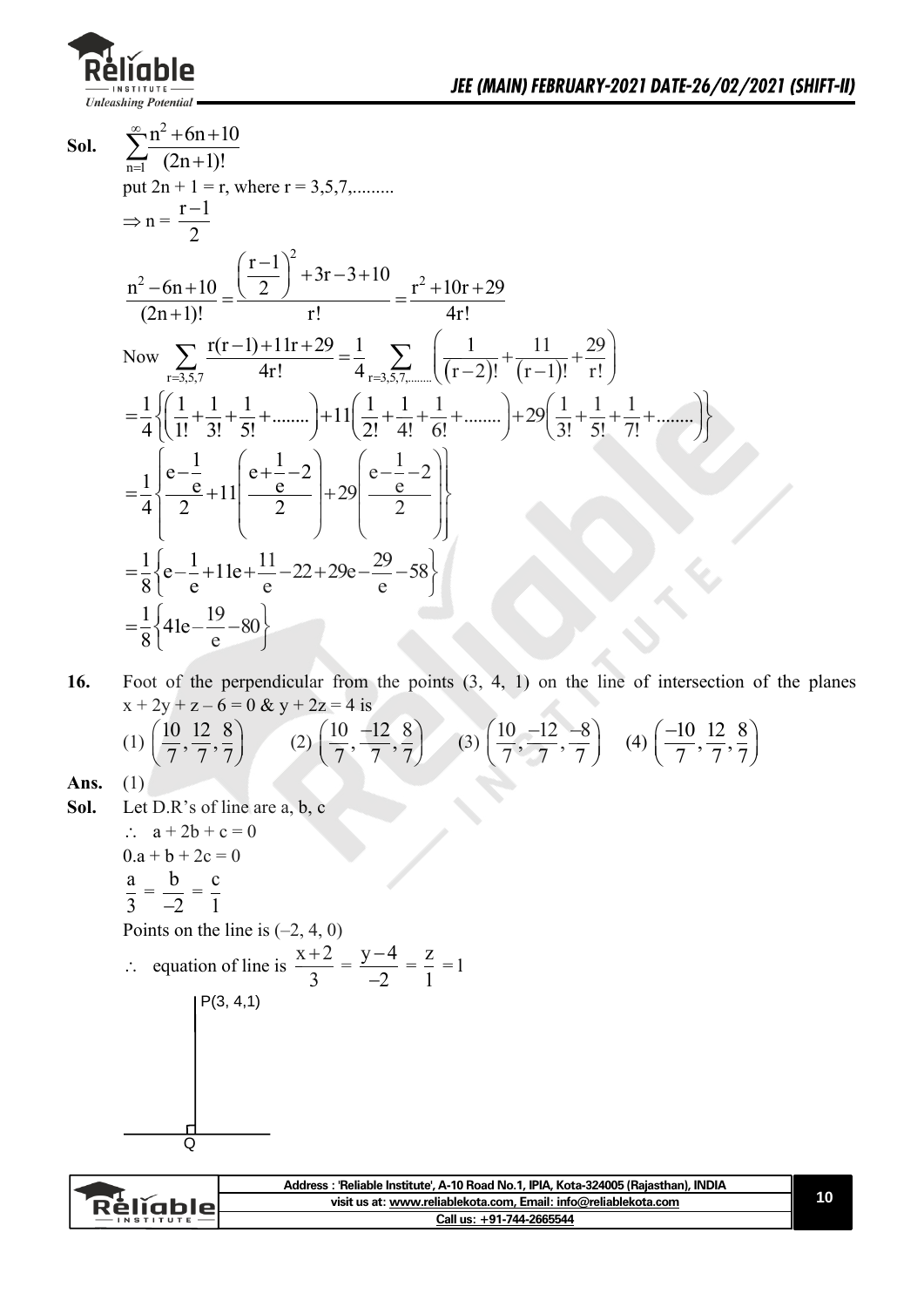**Sol.** $\displaystyle\sum_{n=1}^{\infty}\frac{n^2+6n+10}{(2n+1)!}$

put $2n + 1 = r$, where $r = 3,5,7,.........$

$\Rightarrow n = \dfrac{r-1}{2}$

$$\frac{n^2-6n+10}{(2n+1)!}=\frac{\left(\frac{r-1}{2}\right)^2+3r-3+10}{r!}=\frac{r^2+10r+29}{4r!}$$

$$\text{Now }\sum_{r=3,5,7}\frac{r(r-1)+11r+29}{4r!}=\frac{1}{4}\sum_{r=3,5,7,........}\left(\frac{1}{(r-2)!}+\frac{11}{(r-1)!}+\frac{29}{r!}\right)$$

$$=\frac{1}{4}\left\{\left(\frac{1}{1!}+\frac{1}{3!}+\frac{1}{5!}+........\right)+11\left(\frac{1}{2!}+\frac{1}{4!}+\frac{1}{6!}+........\right)+29\left(\frac{1}{3!}+\frac{1}{5!}+\frac{1}{7!}+........\right)\right\}$$

$$=\frac{1}{4}\left\{\frac{e-\frac{1}{e}}{2}+11\left(\frac{e+\frac{1}{e}-2}{2}\right)+29\left(\frac{e-\frac{1}{e}-2}{2}\right)\right\}$$

$$=\frac{1}{8}\left\{e-\frac{1}{e}+11e+\frac{11}{e}-22+29e-\frac{29}{e}-58\right\}$$

$$=\frac{1}{8}\left\{41e-\frac{19}{e}-80\right\}$$

**16.** Foot of the perpendicular from the points (3, 4, 1) on the line of intersection of the planes $x + 2y + z - 6 = 0$ & $y + 2z = 4$ is

(1) $\left(\frac{10}{7},\frac{12}{7},\frac{8}{7}\right)$ (2) $\left(\frac{10}{7},\frac{-12}{7},\frac{8}{7}\right)$ (3) $\left(\frac{10}{7},\frac{-12}{7},\frac{-8}{7}\right)$ (4) $\left(\frac{-10}{7},\frac{12}{7},\frac{8}{7}\right)$

**Ans.** (1)

**Sol.** Let D.R's of line are a, b, c

$\therefore\ a + 2b + c = 0$

$0.a + b + 2c = 0$

$\dfrac{a}{3} = \dfrac{b}{-2} = \dfrac{c}{1}$

Points on the line is $(-2, 4, 0)$

$\therefore$ equation of line is $\dfrac{x+2}{3} = \dfrac{y-4}{-2} = \dfrac{z}{1} = 1$

P(3, 4,1)

Q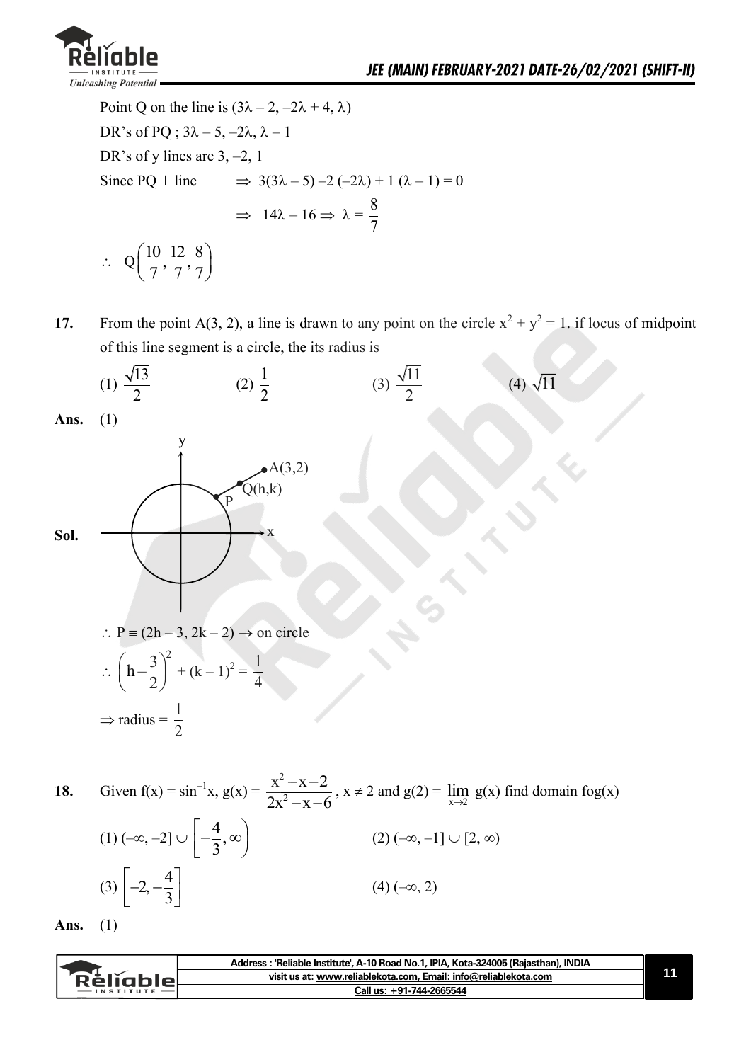Point Q on the line is $(3\lambda - 2, -2\lambda + 4, \lambda)$

DR's of PQ ; $3\lambda - 5, -2\lambda, \lambda - 1$

DR's of y lines are $3, -2, 1$

Since PQ $\perp$ line $\Rightarrow 3(3\lambda - 5) - 2(-2\lambda) + 1(\lambda - 1) = 0$

$\Rightarrow 14\lambda - 16 \Rightarrow \lambda = \dfrac{8}{7}$

$\therefore Q\left(\dfrac{10}{7}, \dfrac{12}{7}, \dfrac{8}{7}\right)$

**17.** From the point A(3, 2), a line is drawn to any point on the circle $x^2 + y^2 = 1$. if locus of midpoint of this line segment is a circle, the its radius is

(1) $\dfrac{\sqrt{13}}{2}$ (2) $\dfrac{1}{2}$ (3) $\dfrac{\sqrt{11}}{2}$ (4) $\sqrt{11}$

**Ans.** (1)

**Sol.**

$\therefore P \equiv (2h - 3, 2k - 2) \rightarrow$ on circle

$\therefore \left(h - \dfrac{3}{2}\right)^2 + (k - 1)^2 = \dfrac{1}{4}$

$\Rightarrow$ radius $= \dfrac{1}{2}$

**18.** Given $f(x) = \sin^{-1}x$, $g(x) = \dfrac{x^2 - x - 2}{2x^2 - x - 6}$, $x \neq 2$ and $g(2) = \lim\limits_{x \to 2} g(x)$ find domain fog(x)

(1) $(-\infty, -2] \cup \left[-\dfrac{4}{3}, \infty\right)$ (2) $(-\infty, -1] \cup [2, \infty)$

(3) $\left[-2, -\dfrac{4}{3}\right]$ (4) $(-\infty, 2)$

**Ans.** (1)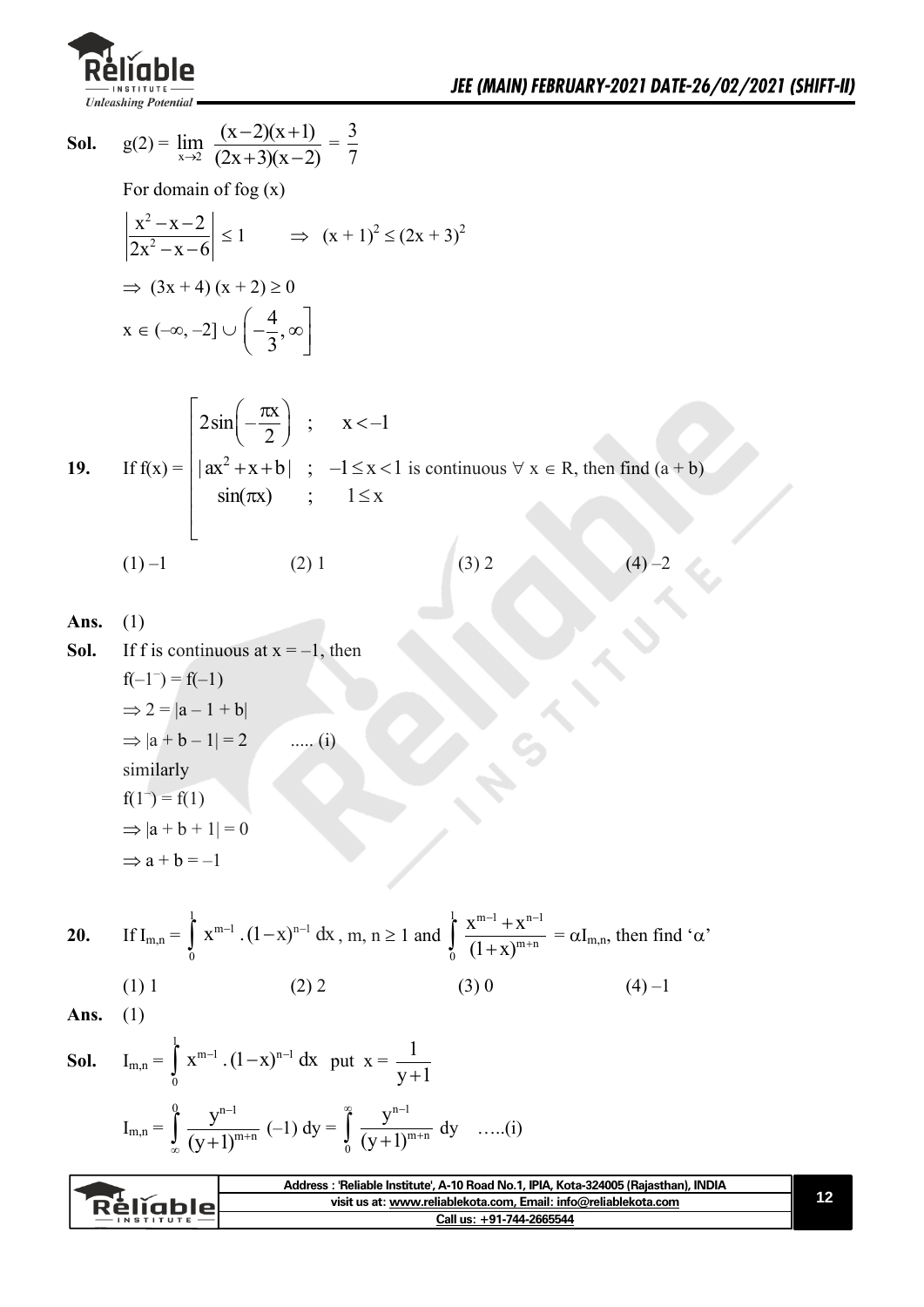**Sol.** $g(2) = \lim_{x\to 2} \frac{(x-2)(x+1)}{(2x+3)(x-2)} = \frac{3}{7}$

For domain of fog (x)

$\left|\frac{x^2-x-2}{2x^2-x-6}\right| \le 1 \qquad \Rightarrow \ (x+1)^2 \le (2x+3)^2$

$\Rightarrow (3x+4)(x+2) \ge 0$

$x \in (-\infty, -2] \cup \left(-\frac{4}{3}, \infty\right]$

**19.** If $f(x) = \begin{bmatrix} 2\sin\left(-\frac{\pi x}{2}\right) & ; & x < -1 \\ |ax^2 + x + b| & ; & -1 \le x < 1 \\ \sin(\pi x) & ; & 1 \le x \end{bmatrix}$ is continuous $\forall$ x $\in$ R, then find (a + b)

(1) –1 (2) 1 (3) 2 (4) –2

**Ans.** (1)

**Sol.** If f is continuous at x = –1, then

$f(-1^-) = f(-1)$

$\Rightarrow 2 = |a - 1 + b|$

$\Rightarrow |a + b - 1| = 2 \qquad \text{..... (i)}$

similarly

$f(1^-) = f(1)$

$\Rightarrow |a + b + 1| = 0$

$\Rightarrow a + b = -1$

**20.** If $I_{m,n} = \int_0^1 x^{m-1} . (1-x)^{n-1} \, dx$, m, n $\ge$ 1 and $\int_0^1 \frac{x^{m-1} + x^{n-1}}{(1+x)^{m+n}} = \alpha I_{m,n}$, then find '$\alpha$'

(1) 1 (2) 2 (3) 0 (4) –1

**Ans.** (1)

**Sol.** $I_{m,n} = \int_0^1 x^{m-1} . (1-x)^{n-1} \, dx$ put $x = \frac{1}{y+1}$

$I_{m,n} = \int_\infty^0 \frac{y^{n-1}}{(y+1)^{m+n}} (-1) \, dy = \int_0^\infty \frac{y^{n-1}}{(y+1)^{m+n}} \, dy \quad \text{.....(i)}$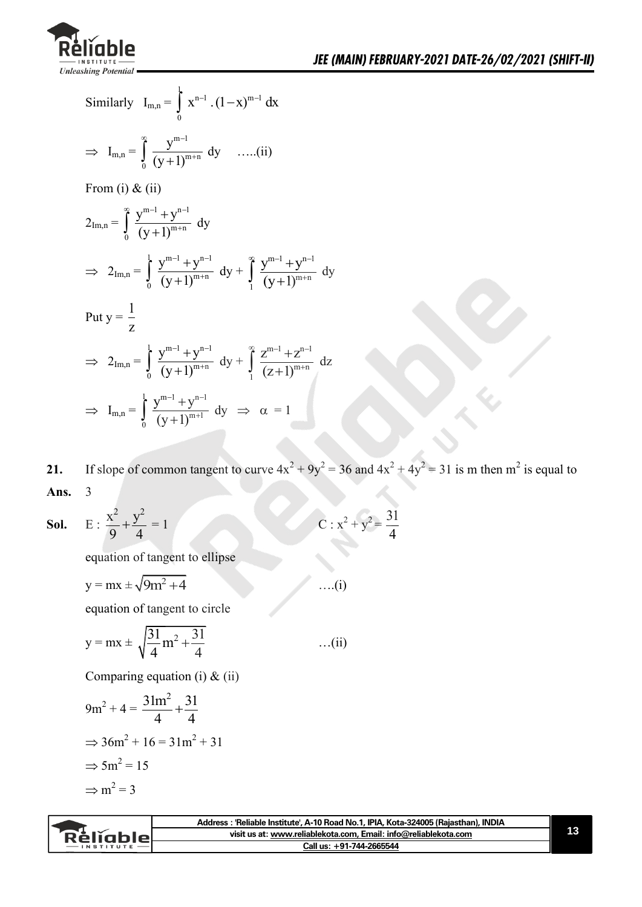Similarly $I_{m,n} = \int_0^1 x^{n-1} . (1-x)^{m-1} dx$

$\Rightarrow I_{m,n} = \int_0^\infty \frac{y^{m-1}}{(y+1)^{m+n}} dy$ .....(ii)

From (i) & (ii)

$2_{Im,n} = \int_0^\infty \frac{y^{m-1}+y^{n-1}}{(y+1)^{m+n}} dy$

$\Rightarrow 2_{Im,n} = \int_0^1 \frac{y^{m-1}+y^{n-1}}{(y+1)^{m+n}} dy + \int_1^\infty \frac{y^{m-1}+y^{n-1}}{(y+1)^{m+n}} dy$

Put $y = \frac{1}{z}$

$\Rightarrow 2_{Im,n} = \int_0^1 \frac{y^{m-1}+y^{n-1}}{(y+1)^{m+n}} dy + \int_1^\infty \frac{z^{m-1}+z^{n-1}}{(z+1)^{m+n}} dz$

$\Rightarrow I_{m,n} = \int_0^1 \frac{y^{m-1}+y^{n-1}}{(y+1)^{m+1}} dy \Rightarrow \alpha = 1$

**21.** If slope of common tangent to curve $4x^2 + 9y^2 = 36$ and $4x^2 + 4y^2 = 31$ is m then $m^2$ is equal to

**Ans.** 3

**Sol.** $E : \frac{x^2}{9} + \frac{y^2}{4} = 1$ $\qquad\qquad C : x^2 + y^2 = \frac{31}{4}$

equation of tangent to ellipse

$y = mx \pm \sqrt{9m^2 + 4}$ ....(i)

equation of tangent to circle

$y = mx \pm \sqrt{\frac{31}{4}m^2 + \frac{31}{4}}$ ...(ii)

Comparing equation (i) & (ii)

$9m^2 + 4 = \frac{31m^2}{4} + \frac{31}{4}$

$\Rightarrow 36m^2 + 16 = 31m^2 + 31$

$\Rightarrow 5m^2 = 15$

$\Rightarrow m^2 = 3$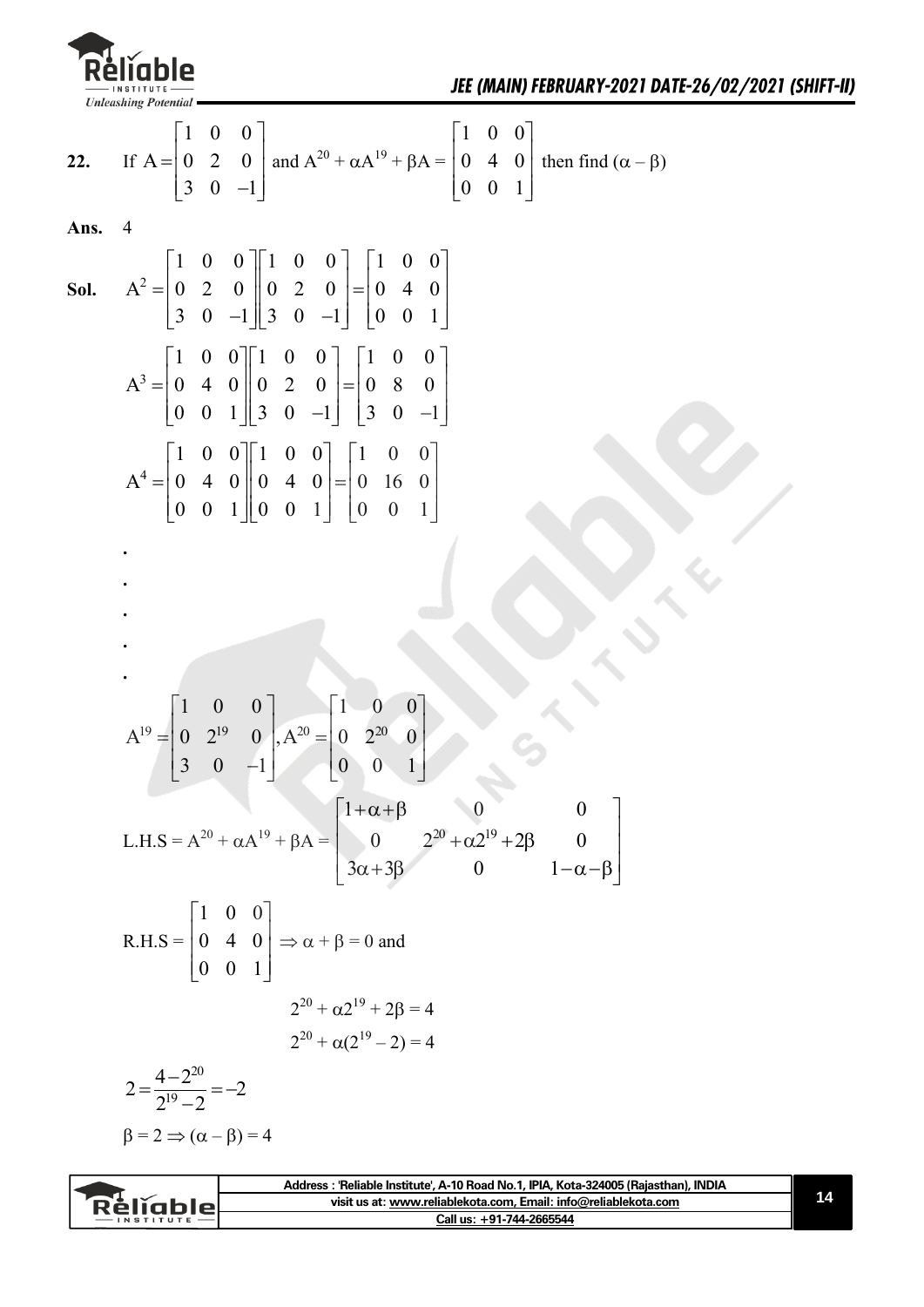**22.** If $A = \begin{bmatrix} 1 & 0 & 0 \\ 0 & 2 & 0 \\ 3 & 0 & -1 \end{bmatrix}$ and $A^{20} + \alpha A^{19} + \beta A = \begin{bmatrix} 1 & 0 & 0 \\ 0 & 4 & 0 \\ 0 & 0 & 1 \end{bmatrix}$ then find $(\alpha - \beta)$

**Ans.** 4

**Sol.**

$$A^2 = \begin{bmatrix} 1 & 0 & 0 \\ 0 & 2 & 0 \\ 3 & 0 & -1 \end{bmatrix}\begin{bmatrix} 1 & 0 & 0 \\ 0 & 2 & 0 \\ 3 & 0 & -1 \end{bmatrix} = \begin{bmatrix} 1 & 0 & 0 \\ 0 & 4 & 0 \\ 0 & 0 & 1 \end{bmatrix}$$

$$A^3 = \begin{bmatrix} 1 & 0 & 0 \\ 0 & 4 & 0 \\ 0 & 0 & 1 \end{bmatrix}\begin{bmatrix} 1 & 0 & 0 \\ 0 & 2 & 0 \\ 3 & 0 & -1 \end{bmatrix} = \begin{bmatrix} 1 & 0 & 0 \\ 0 & 8 & 0 \\ 3 & 0 & -1 \end{bmatrix}$$

$$A^4 = \begin{bmatrix} 1 & 0 & 0 \\ 0 & 4 & 0 \\ 0 & 0 & 1 \end{bmatrix}\begin{bmatrix} 1 & 0 & 0 \\ 0 & 4 & 0 \\ 0 & 0 & 1 \end{bmatrix} = \begin{bmatrix} 1 & 0 & 0 \\ 0 & 16 & 0 \\ 0 & 0 & 1 \end{bmatrix}$$

.
.
.
.
.

$$A^{19} = \begin{bmatrix} 1 & 0 & 0 \\ 0 & 2^{19} & 0 \\ 3 & 0 & -1 \end{bmatrix}, A^{20} = \begin{bmatrix} 1 & 0 & 0 \\ 0 & 2^{20} & 0 \\ 0 & 0 & 1 \end{bmatrix}$$

$$\text{L.H.S} = A^{20} + \alpha A^{19} + \beta A = \begin{bmatrix} 1+\alpha+\beta & 0 & 0 \\ 0 & 2^{20}+\alpha 2^{19}+2\beta & 0 \\ 3\alpha+3\beta & 0 & 1-\alpha-\beta \end{bmatrix}$$

$$\text{R.H.S} = \begin{bmatrix} 1 & 0 & 0 \\ 0 & 4 & 0 \\ 0 & 0 & 1 \end{bmatrix} \Rightarrow \alpha + \beta = 0 \text{ and}$$

$$2^{20} + \alpha 2^{19} + 2\beta = 4$$

$$2^{20} + \alpha(2^{19} - 2) = 4$$

$$2 = \frac{4 - 2^{20}}{2^{19} - 2} = -2$$

$\beta = 2 \Rightarrow (\alpha - \beta) = 4$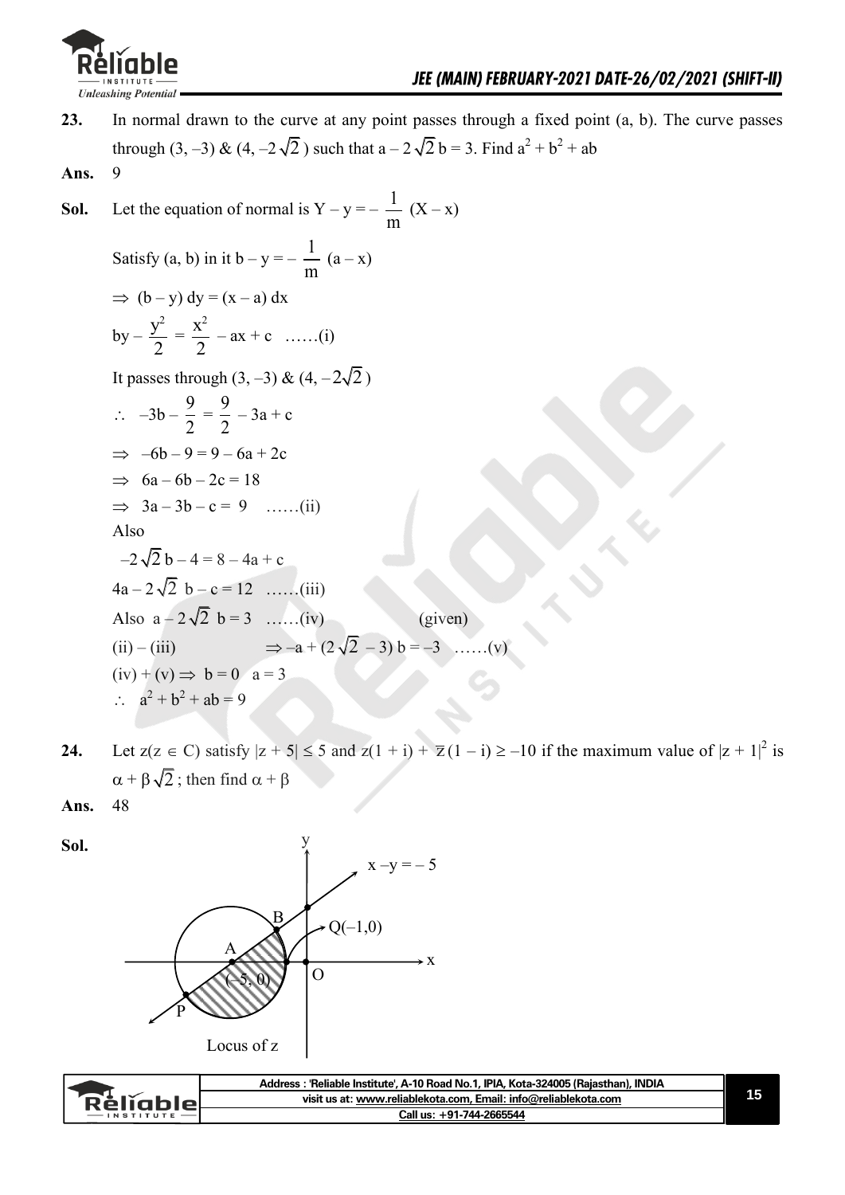**23.** In normal drawn to the curve at any point passes through a fixed point (a, b). The curve passes through $(3, -3)$ & $(4, -2\sqrt{2})$ such that $a - 2\sqrt{2}\,b = 3$. Find $a^2 + b^2 + ab$

**Ans.** 9

**Sol.** Let the equation of normal is $Y - y = -\dfrac{1}{m}(X - x)$

Satisfy (a, b) in it $b - y = -\dfrac{1}{m}(a - x)$

$\Rightarrow (b - y)\,dy = (x - a)\,dx$

$by - \dfrac{y^2}{2} = \dfrac{x^2}{2} - ax + c \quad \ldots\ldots(i)$

It passes through $(3, -3)$ & $(4, -2\sqrt{2})$

$\therefore \quad -3b - \dfrac{9}{2} = \dfrac{9}{2} - 3a + c$

$\Rightarrow \quad -6b - 9 = 9 - 6a + 2c$

$\Rightarrow \quad 6a - 6b - 2c = 18$

$\Rightarrow \quad 3a - 3b - c = 9 \quad \ldots\ldots(ii)$

Also

$-2\sqrt{2}\,b - 4 = 8 - 4a + c$

$4a - 2\sqrt{2}\,b - c = 12 \quad \ldots\ldots(iii)$

Also $a - 2\sqrt{2}\,b = 3 \quad \ldots\ldots(iv)$ (given)

(ii) – (iii) $\Rightarrow -a + (2\sqrt{2} - 3)\,b = -3 \quad \ldots\ldots(v)$

(iv) + (v) $\Rightarrow$ b = 0 a = 3

$\therefore \quad a^2 + b^2 + ab = 9$

**24.** Let $z (z \in C)$ satisfy $|z + 5| \le 5$ and $z(1 + i) + \bar{z}(1 - i) \ge -10$ if the maximum value of $|z + 1|^2$ is $\alpha + \beta\sqrt{2}$; then find $\alpha + \beta$

**Ans.** 48

**Sol.**

[Figure: circle centred at A(–5, 0) with line $x - y = -5$ passing through A, intersecting the circle at B and P; shaded region below the line inside the circle; point Q(–1,0) marked near origin O; labelled "Locus of z"]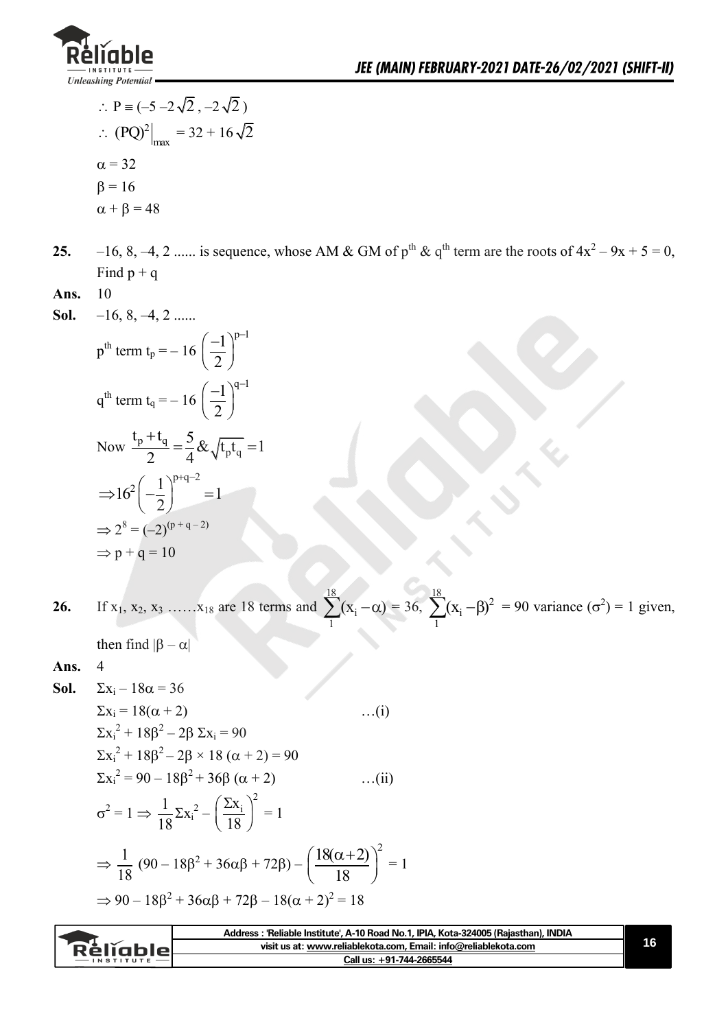$\therefore$ P $\equiv (-5 - 2\sqrt{2}, -2\sqrt{2})$

$\therefore$ $(PQ)^2\big|_{max} = 32 + 16\sqrt{2}$

$\alpha = 32$

$\beta = 16$

$\alpha + \beta = 48$

**25.** $-16, 8, -4, 2$ ...... is sequence, whose AM & GM of $p^{th}$ & $q^{th}$ term are the roots of $4x^2 - 9x + 5 = 0$, Find p + q

**Ans.** 10

**Sol.** $-16, 8, -4, 2$ ......

$p^{th}$ term $t_p = -16\left(\frac{-1}{2}\right)^{p-1}$

$q^{th}$ term $t_q = -16\left(\frac{-1}{2}\right)^{q-1}$

Now $\frac{t_p + t_q}{2} = \frac{5}{4}$ & $\sqrt{t_p t_q} = 1$

$\Rightarrow 16^2\left(-\frac{1}{2}\right)^{p+q-2} = 1$

$\Rightarrow 2^8 = (-2)^{(p+q-2)}$

$\Rightarrow p + q = 10$

**26.** If $x_1, x_2, x_3$ ……$x_{18}$ are 18 terms and $\sum_1^{18}(x_i - \alpha) = 36$, $\sum_1^{18}(x_i - \beta)^2 = 90$ variance $(\sigma^2) = 1$ given, then find $|\beta - \alpha|$

**Ans.** 4

**Sol.** $\Sigma x_i - 18\alpha = 36$

$\Sigma x_i = 18(\alpha + 2)$ …(i)

$\Sigma x_i^2 + 18\beta^2 - 2\beta\, \Sigma x_i = 90$

$\Sigma x_i^2 + 18\beta^2 - 2\beta \times 18(\alpha + 2) = 90$

$\Sigma x_i^2 = 90 - 18\beta^2 + 36\beta(\alpha + 2)$ …(ii)

$\sigma^2 = 1 \Rightarrow \frac{1}{18}\Sigma x_i^2 - \left(\frac{\Sigma x_i}{18}\right)^2 = 1$

$\Rightarrow \frac{1}{18}(90 - 18\beta^2 + 36\alpha\beta + 72\beta) - \left(\frac{18(\alpha+2)}{18}\right)^2 = 1$

$\Rightarrow 90 - 18\beta^2 + 36\alpha\beta + 72\beta - 18(\alpha + 2)^2 = 18$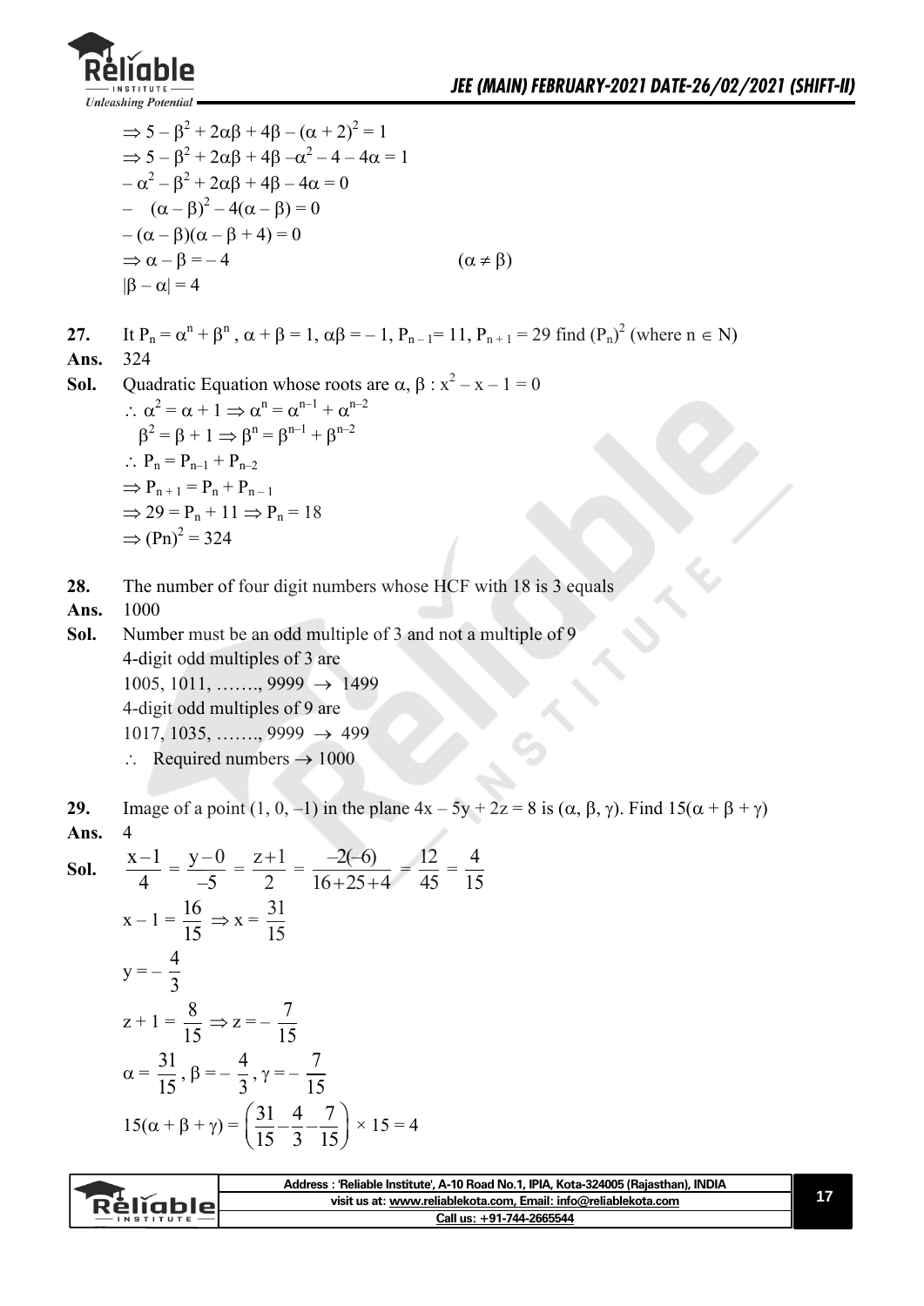$\Rightarrow 5 - \beta^2 + 2\alpha\beta + 4\beta - (\alpha + 2)^2 = 1$

$\Rightarrow 5 - \beta^2 + 2\alpha\beta + 4\beta - \alpha^2 - 4 - 4\alpha = 1$

$-\alpha^2 - \beta^2 + 2\alpha\beta + 4\beta - 4\alpha = 0$

$-\ (\alpha - \beta)^2 - 4(\alpha - \beta) = 0$

$-(\alpha - \beta)(\alpha - \beta + 4) = 0$

$\Rightarrow \alpha - \beta = -4 \qquad (\alpha \neq \beta)$

$|\beta - \alpha| = 4$

**27.** It $P_n = \alpha^n + \beta^n$, $\alpha + \beta = 1$, $\alpha\beta = -1$, $P_{n-1} = 11$, $P_{n+1} = 29$ find $(P_n)^2$ (where $n \in N$)

**Ans.** 324

**Sol.** Quadratic Equation whose roots are $\alpha, \beta : x^2 - x - 1 = 0$

$\therefore \alpha^2 = \alpha + 1 \Rightarrow \alpha^n = \alpha^{n-1} + \alpha^{n-2}$

$\beta^2 = \beta + 1 \Rightarrow \beta^n = \beta^{n-1} + \beta^{n-2}$

$\therefore P_n = P_{n-1} + P_{n-2}$

$\Rightarrow P_{n+1} = P_n + P_{n-1}$

$\Rightarrow 29 = P_n + 11 \Rightarrow P_n = 18$

$\Rightarrow (Pn)^2 = 324$

**28.** The number of four digit numbers whose HCF with 18 is 3 equals

**Ans.** 1000

**Sol.** Number must be an odd multiple of 3 and not a multiple of 9

4-digit odd multiples of 3 are

1005, 1011, ……., 9999 $\rightarrow$ 1499

4-digit odd multiples of 9 are

1017, 1035, ……., 9999 $\rightarrow$ 499

$\therefore$ Required numbers $\rightarrow$ 1000

**29.** Image of a point (1, 0, –1) in the plane $4x - 5y + 2z = 8$ is $(\alpha, \beta, \gamma)$. Find $15(\alpha + \beta + \gamma)$

**Ans.** 4

**Sol.** $\dfrac{x-1}{4} = \dfrac{y-0}{-5} = \dfrac{z+1}{2} = \dfrac{-2(-6)}{16+25+4} = \dfrac{12}{45} = \dfrac{4}{15}$

$x - 1 = \dfrac{16}{15} \Rightarrow x = \dfrac{31}{15}$

$y = -\dfrac{4}{3}$

$z + 1 = \dfrac{8}{15} \Rightarrow z = -\dfrac{7}{15}$

$\alpha = \dfrac{31}{15}, \beta = -\dfrac{4}{3}, \gamma = -\dfrac{7}{15}$

$15(\alpha + \beta + \gamma) = \left(\dfrac{31}{15} - \dfrac{4}{3} - \dfrac{7}{15}\right) \times 15 = 4$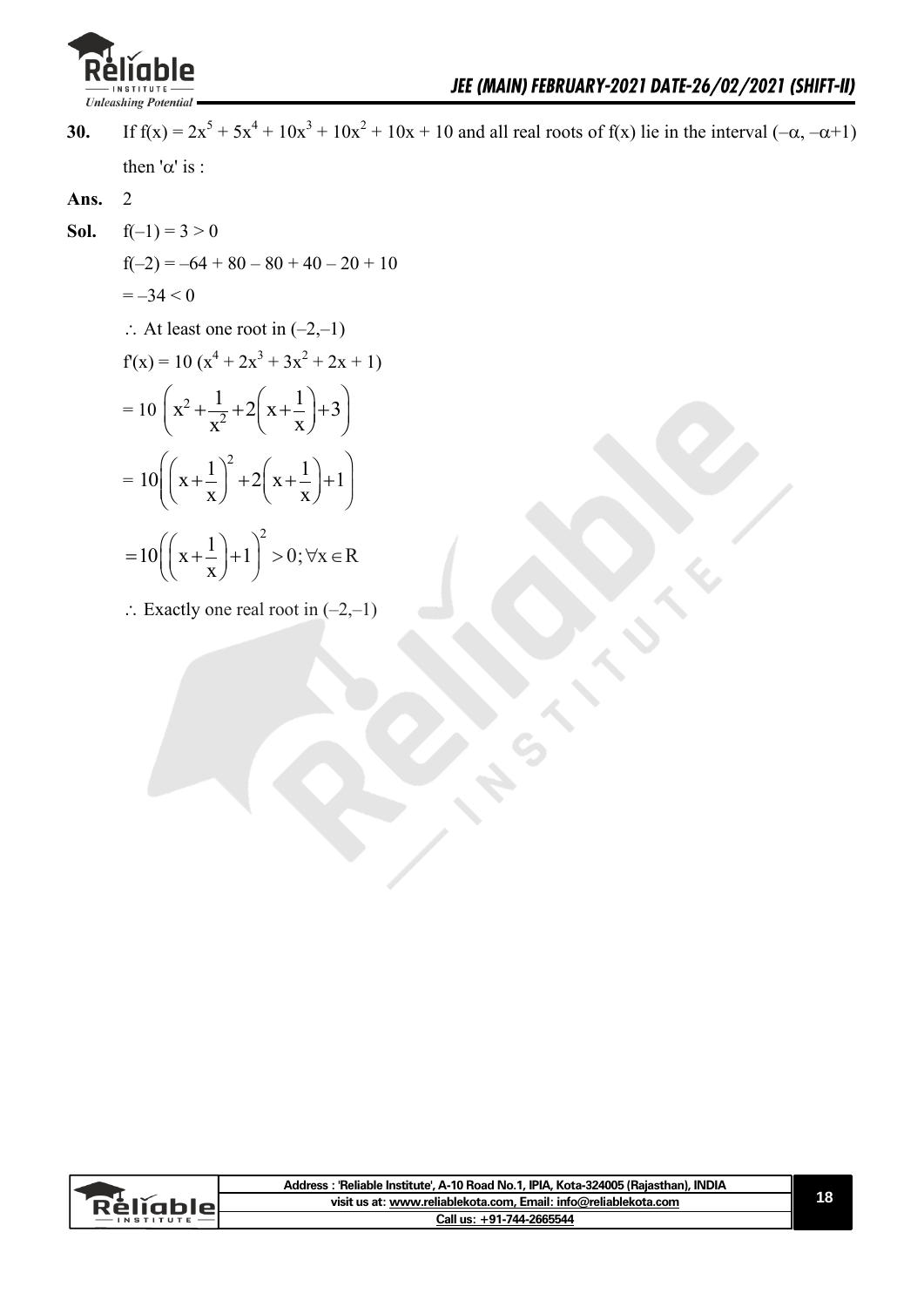**30.** If $f(x) = 2x^5 + 5x^4 + 10x^3 + 10x^2 + 10x + 10$ and all real roots of f(x) lie in the interval $(-\alpha, -\alpha+1)$ then '$\alpha$' is :

**Ans.** 2

**Sol.** $f(-1) = 3 > 0$

$f(-2) = -64 + 80 - 80 + 40 - 20 + 10$

$= -34 < 0$

$\therefore$ At least one root in $(-2,-1)$

$f'(x) = 10\,(x^4 + 2x^3 + 3x^2 + 2x + 1)$

$$= 10\left(x^2 + \frac{1}{x^2} + 2\left(x + \frac{1}{x}\right) + 3\right)$$

$$= 10\left(\left(x + \frac{1}{x}\right)^2 + 2\left(x + \frac{1}{x}\right) + 1\right)$$

$$= 10\left(\left(x + \frac{1}{x}\right) + 1\right)^2 > 0; \forall x \in R$$

$\therefore$ Exactly one real root in $(-2,-1)$